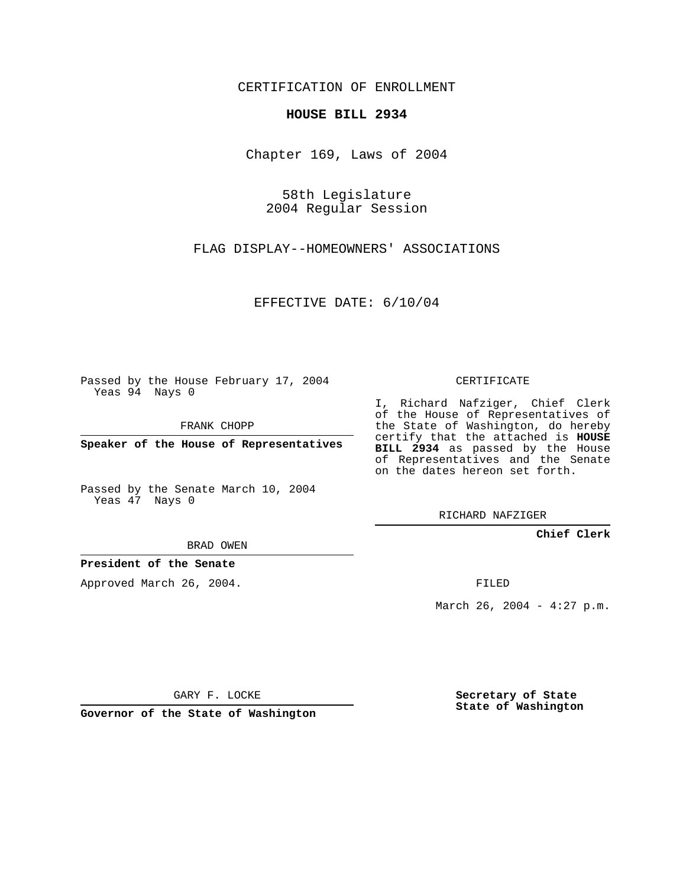CERTIFICATION OF ENROLLMENT

**HOUSE BILL 2934**

Chapter 169, Laws of 2004

58th Legislature
2004 Regular Session

FLAG DISPLAY--HOMEOWNERS' ASSOCIATIONS

EFFECTIVE DATE: 6/10/04

Passed by the House February 17, 2004
Yeas 94 Nays 0

FRANK CHOPP

**Speaker of the House of Representatives**

Passed by the Senate March 10, 2004
Yeas 47 Nays 0

BRAD OWEN

**President of the Senate**

Approved March 26, 2004.

GARY F. LOCKE

**Governor of the State of Washington**

CERTIFICATE

I, Richard Nafziger, Chief Clerk of the House of Representatives of the State of Washington, do hereby certify that the attached is **HOUSE BILL 2934** as passed by the House of Representatives and the Senate on the dates hereon set forth.

RICHARD NAFZIGER

**Chief Clerk**

FILED

March 26, 2004 - 4:27 p.m.

**Secretary of State**
**State of Washington**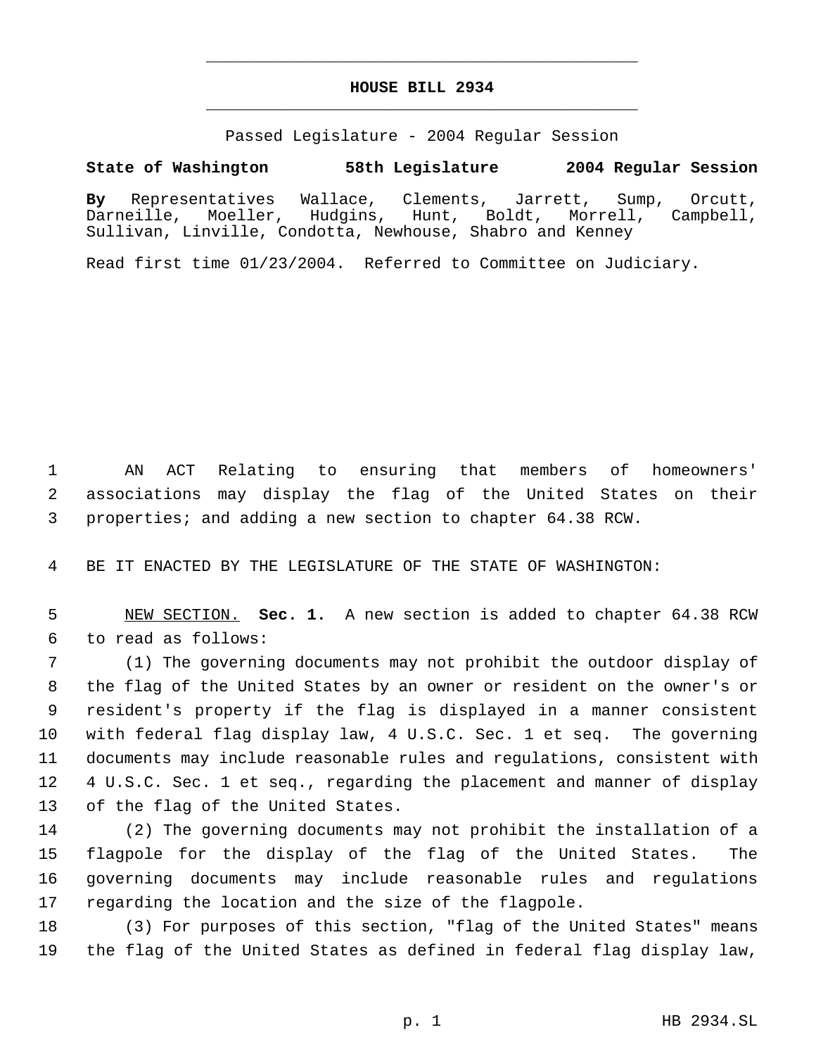# HOUSE BILL 2934

Passed Legislature - 2004 Regular Session

**State of Washington 58th Legislature 2004 Regular Session**

**By** Representatives Wallace, Clements, Jarrett, Sump, Orcutt, Darneille, Moeller, Hudgins, Hunt, Boldt, Morrell, Campbell, Sullivan, Linville, Condotta, Newhouse, Shabro and Kenney

Read first time 01/23/2004. Referred to Committee on Judiciary.

AN ACT Relating to ensuring that members of homeowners' associations may display the flag of the United States on their properties; and adding a new section to chapter 64.38 RCW.

BE IT ENACTED BY THE LEGISLATURE OF THE STATE OF WASHINGTON:

NEW SECTION. **Sec. 1.** A new section is added to chapter 64.38 RCW to read as follows:

(1) The governing documents may not prohibit the outdoor display of the flag of the United States by an owner or resident on the owner's or resident's property if the flag is displayed in a manner consistent with federal flag display law, 4 U.S.C. Sec. 1 et seq. The governing documents may include reasonable rules and regulations, consistent with 4 U.S.C. Sec. 1 et seq., regarding the placement and manner of display of the flag of the United States.

(2) The governing documents may not prohibit the installation of a flagpole for the display of the flag of the United States. The governing documents may include reasonable rules and regulations regarding the location and the size of the flagpole.

(3) For purposes of this section, "flag of the United States" means the flag of the United States as defined in federal flag display law,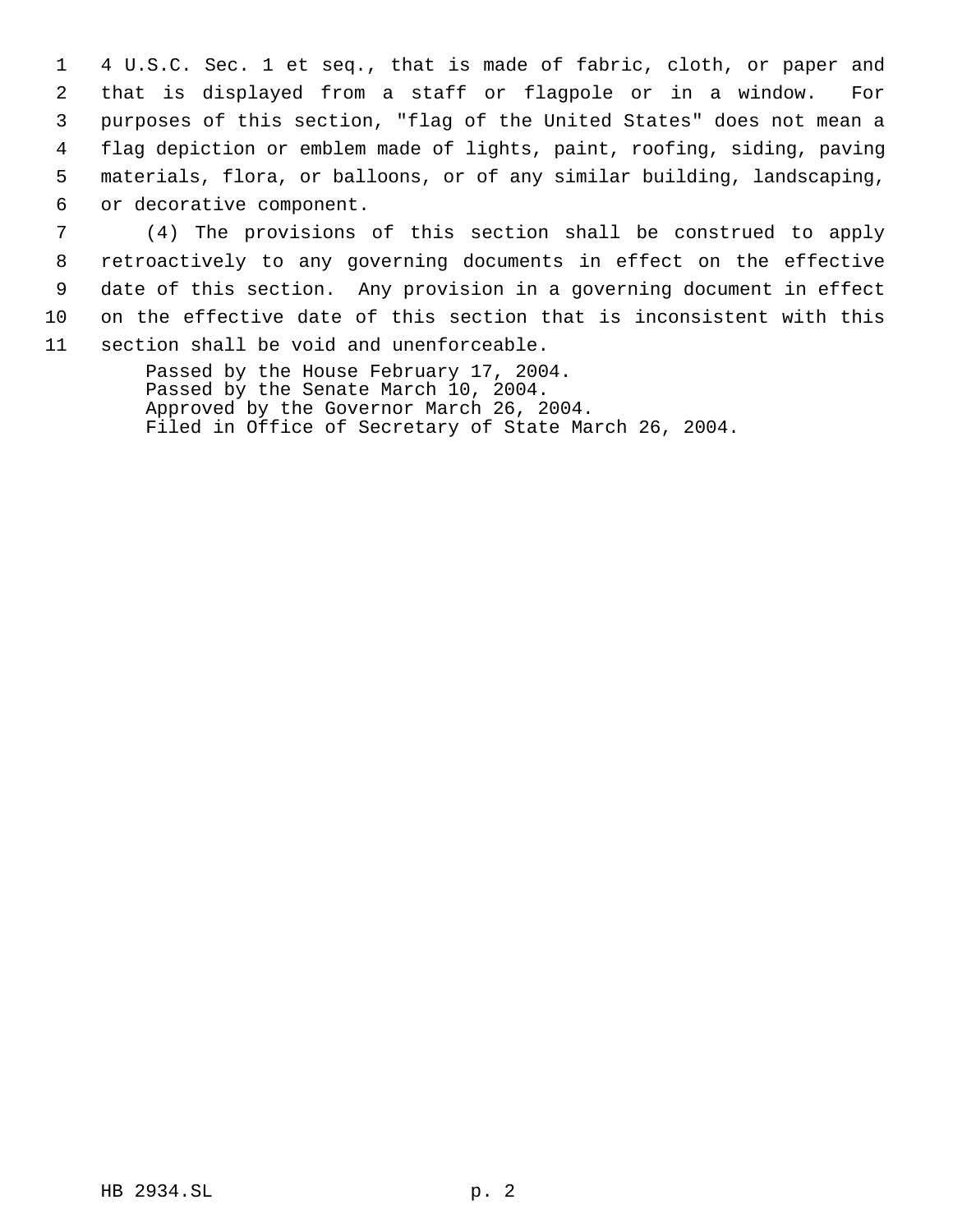4 U.S.C. Sec. 1 et seq., that is made of fabric, cloth, or paper and that is displayed from a staff or flagpole or in a window. For purposes of this section, "flag of the United States" does not mean a flag depiction or emblem made of lights, paint, roofing, siding, paving materials, flora, or balloons, or of any similar building, landscaping, or decorative component.

(4) The provisions of this section shall be construed to apply retroactively to any governing documents in effect on the effective date of this section. Any provision in a governing document in effect on the effective date of this section that is inconsistent with this section shall be void and unenforceable.

Passed by the House February 17, 2004.
Passed by the Senate March 10, 2004.
Approved by the Governor March 26, 2004.
Filed in Office of Secretary of State March 26, 2004.